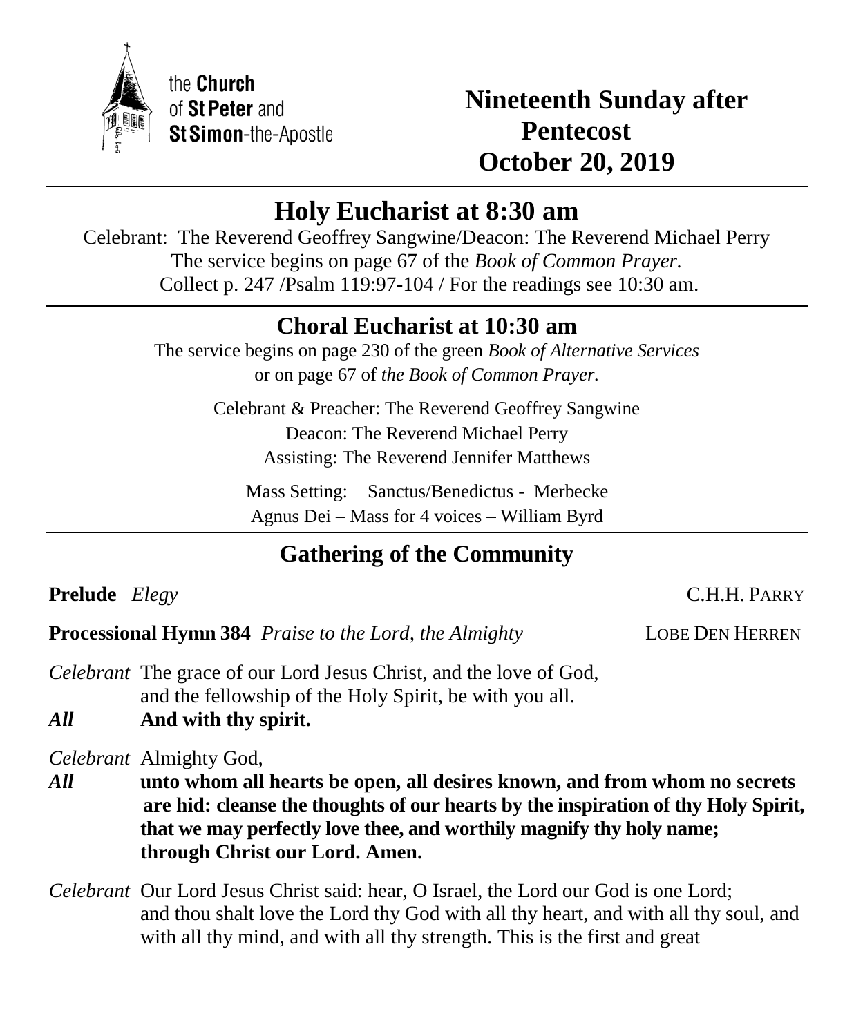the **Church** of **St Peter** and **St Simon**-the-Apostle

# Nineteenth Sunday after Pentecost
# October 20, 2019

## Holy Eucharist at 8:30 am

Celebrant: The Reverend Geoffrey Sangwine/Deacon: The Reverend Michael Perry
The service begins on page 67 of the *Book of Common Prayer.*
Collect p. 247 /Psalm 119:97-104 / For the readings see 10:30 am.

## Choral Eucharist at 10:30 am

The service begins on page 230 of the green *Book of Alternative Services* or on page 67 of *the Book of Common Prayer.*

Celebrant & Preacher: The Reverend Geoffrey Sangwine
Deacon: The Reverend Michael Perry
Assisting: The Reverend Jennifer Matthews

Mass Setting: Sanctus/Benedictus - Merbecke
Agnus Dei – Mass for 4 voices – William Byrd

## Gathering of the Community

**Prelude** *Elegy* — C.H.H. PARRY

**Processional Hymn 384** *Praise to the Lord, the Almighty* — LOBE DEN HERREN

*Celebrant* The grace of our Lord Jesus Christ, and the love of God, and the fellowship of the Holy Spirit, be with you all.

***All*** **And with thy spirit.**

*Celebrant* Almighty God,

***All*** **unto whom all hearts be open, all desires known, and from whom no secrets are hid: cleanse the thoughts of our hearts by the inspiration of thy Holy Spirit, that we may perfectly love thee, and worthily magnify thy holy name; through Christ our Lord. Amen.**

*Celebrant* Our Lord Jesus Christ said: hear, O Israel, the Lord our God is one Lord; and thou shalt love the Lord thy God with all thy heart, and with all thy soul, and with all thy mind, and with all thy strength. This is the first and great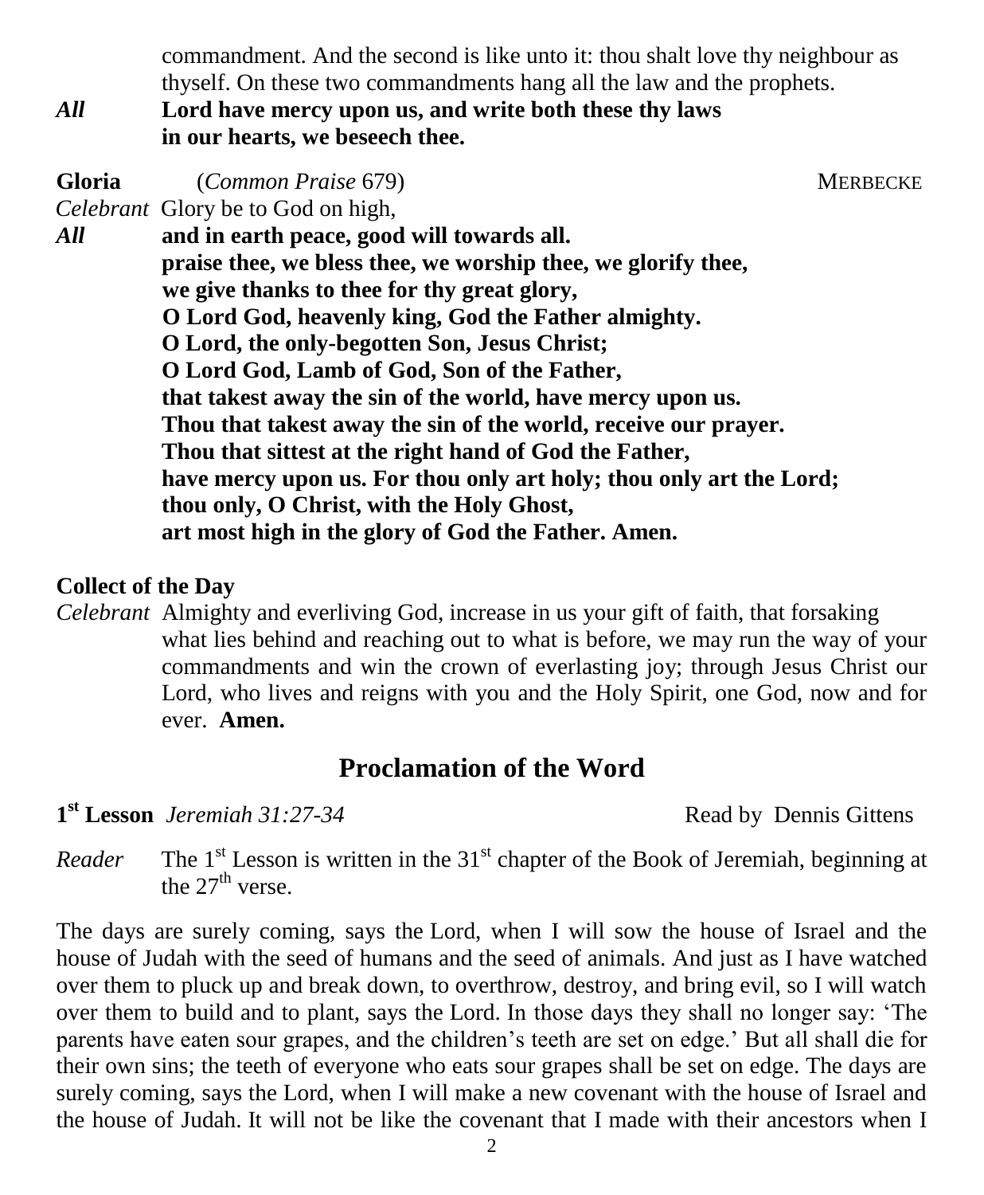commandment. And the second is like unto it: thou shalt love thy neighbour as thyself. On these two commandments hang all the law and the prophets.

*All* **Lord have mercy upon us, and write both these thy laws in our hearts, we beseech thee.**

**Gloria** (*Common Praise* 679) MERBECKE

*Celebrant* Glory be to God on high,

*All* **and in earth peace, good will towards all.**
**praise thee, we bless thee, we worship thee, we glorify thee,**
**we give thanks to thee for thy great glory,**
**O Lord God, heavenly king, God the Father almighty.**
**O Lord, the only-begotten Son, Jesus Christ;**
**O Lord God, Lamb of God, Son of the Father,**
**that takest away the sin of the world, have mercy upon us.**
**Thou that takest away the sin of the world, receive our prayer.**
**Thou that sittest at the right hand of God the Father,**
**have mercy upon us. For thou only art holy; thou only art the Lord;**
**thou only, O Christ, with the Holy Ghost,**
**art most high in the glory of God the Father. Amen.**

**Collect of the Day**

*Celebrant* Almighty and everliving God, increase in us your gift of faith, that forsaking what lies behind and reaching out to what is before, we may run the way of your commandments and win the crown of everlasting joy; through Jesus Christ our Lord, who lives and reigns with you and the Holy Spirit, one God, now and for ever. **Amen.**

## Proclamation of the Word

**1st Lesson** *Jeremiah 31:27-34* Read by Dennis Gittens

*Reader* The 1st Lesson is written in the 31st chapter of the Book of Jeremiah, beginning at the 27th verse.

The days are surely coming, says the Lord, when I will sow the house of Israel and the house of Judah with the seed of humans and the seed of animals. And just as I have watched over them to pluck up and break down, to overthrow, destroy, and bring evil, so I will watch over them to build and to plant, says the Lord. In those days they shall no longer say: 'The parents have eaten sour grapes, and the children's teeth are set on edge.' But all shall die for their own sins; the teeth of everyone who eats sour grapes shall be set on edge. The days are surely coming, says the Lord, when I will make a new covenant with the house of Israel and the house of Judah. It will not be like the covenant that I made with their ancestors when I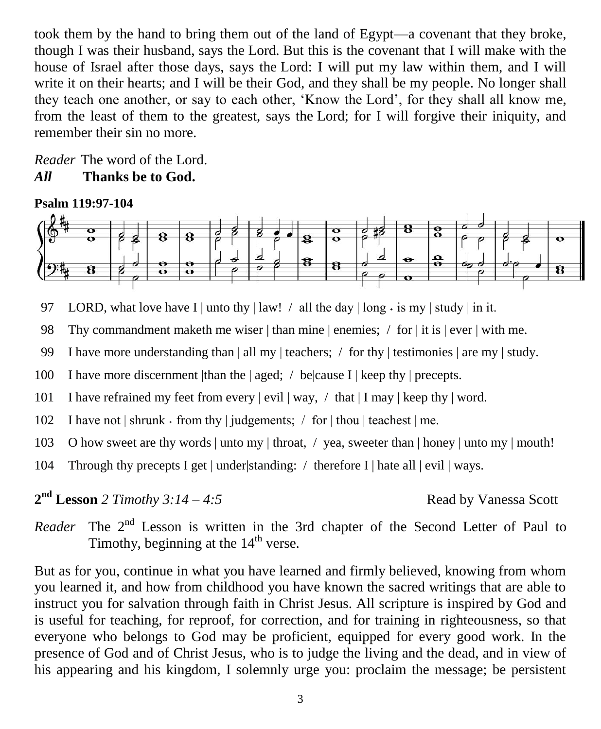took them by the hand to bring them out of the land of Egypt—a covenant that they broke, though I was their husband, says the Lord. But this is the covenant that I will make with the house of Israel after those days, says the Lord: I will put my law within them, and I will write it on their hearts; and I will be their God, and they shall be my people. No longer shall they teach one another, or say to each other, 'Know the Lord', for they shall all know me, from the least of them to the greatest, says the Lord; for I will forgive their iniquity, and remember their sin no more.

*Reader* The word of the Lord.
***All*** **Thanks be to God.**

**Psalm 119:97-104**

97 LORD, what love have I | unto thy | law! / all the day | long ⋅ is my | study | in it.

98 Thy commandment maketh me wiser | than mine | enemies; / for | it is | ever | with me.

99 I have more understanding than | all my | teachers; / for thy | testimonies | are my | study.

100 I have more discernment |than the | aged; / be|cause I | keep thy | precepts.

101 I have refrained my feet from every | evil | way, / that | I may | keep thy | word.

102 I have not | shrunk ⋅ from thy | judgements; / for | thou | teachest | me.

103 O how sweet are thy words | unto my | throat, / yea, sweeter than | honey | unto my | mouth!

104 Through thy precepts I get | under|standing: / therefore I | hate all | evil | ways.

**2nd Lesson** *2 Timothy 3:14 – 4:5* Read by Vanessa Scott

*Reader* The 2nd Lesson is written in the 3rd chapter of the Second Letter of Paul to Timothy, beginning at the 14th verse.

But as for you, continue in what you have learned and firmly believed, knowing from whom you learned it, and how from childhood you have known the sacred writings that are able to instruct you for salvation through faith in Christ Jesus. All scripture is inspired by God and is useful for teaching, for reproof, for correction, and for training in righteousness, so that everyone who belongs to God may be proficient, equipped for every good work. In the presence of God and of Christ Jesus, who is to judge the living and the dead, and in view of his appearing and his kingdom, I solemnly urge you: proclaim the message; be persistent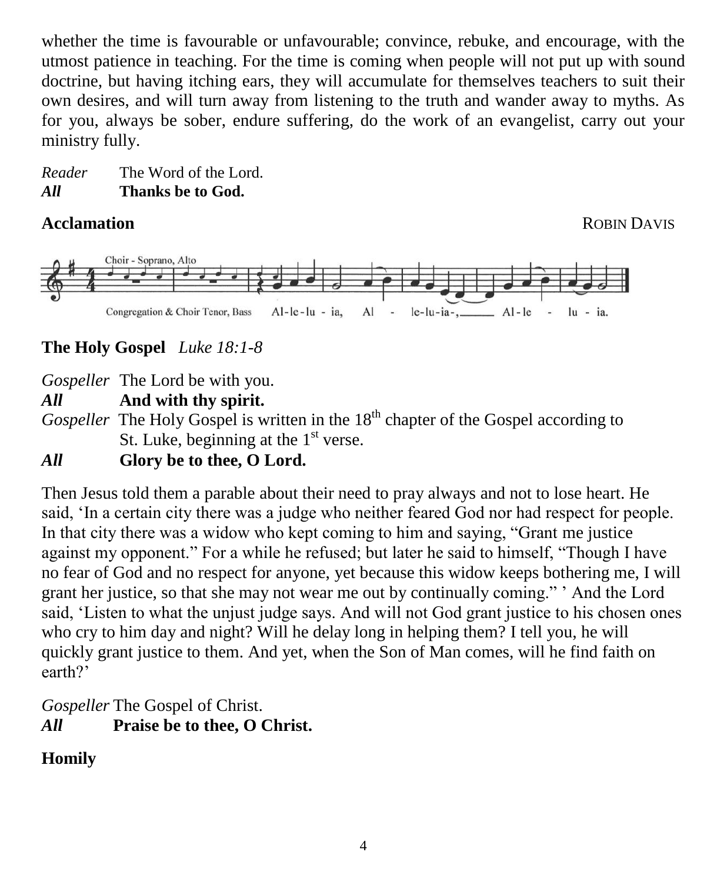whether the time is favourable or unfavourable; convince, rebuke, and encourage, with the utmost patience in teaching. For the time is coming when people will not put up with sound doctrine, but having itching ears, they will accumulate for themselves teachers to suit their own desires, and will turn away from listening to the truth and wander away to myths. As for you, always be sober, endure suffering, do the work of an evangelist, carry out your ministry fully.

*Reader* The Word of the Lord.
***All*** **Thanks be to God.**

**Acclamation** ROBIN DAVIS

Choir - Soprano, Alto

Congregation & Choir Tenor, Bass Al-le-lu - ia, Al - le-lu-ia-, Al-le - lu - ia.

**The Holy Gospel** *Luke 18:1-8*

*Gospeller* The Lord be with you.
***All*** **And with thy spirit.**
*Gospeller* The Holy Gospel is written in the 18th chapter of the Gospel according to St. Luke, beginning at the 1st verse.
***All*** **Glory be to thee, O Lord.**

Then Jesus told them a parable about their need to pray always and not to lose heart. He said, 'In a certain city there was a judge who neither feared God nor had respect for people. In that city there was a widow who kept coming to him and saying, "Grant me justice against my opponent." For a while he refused; but later he said to himself, "Though I have no fear of God and no respect for anyone, yet because this widow keeps bothering me, I will grant her justice, so that she may not wear me out by continually coming." ' And the Lord said, 'Listen to what the unjust judge says. And will not God grant justice to his chosen ones who cry to him day and night? Will he delay long in helping them? I tell you, he will quickly grant justice to them. And yet, when the Son of Man comes, will he find faith on earth?'

*Gospeller* The Gospel of Christ.
***All*** **Praise be to thee, O Christ.**

**Homily**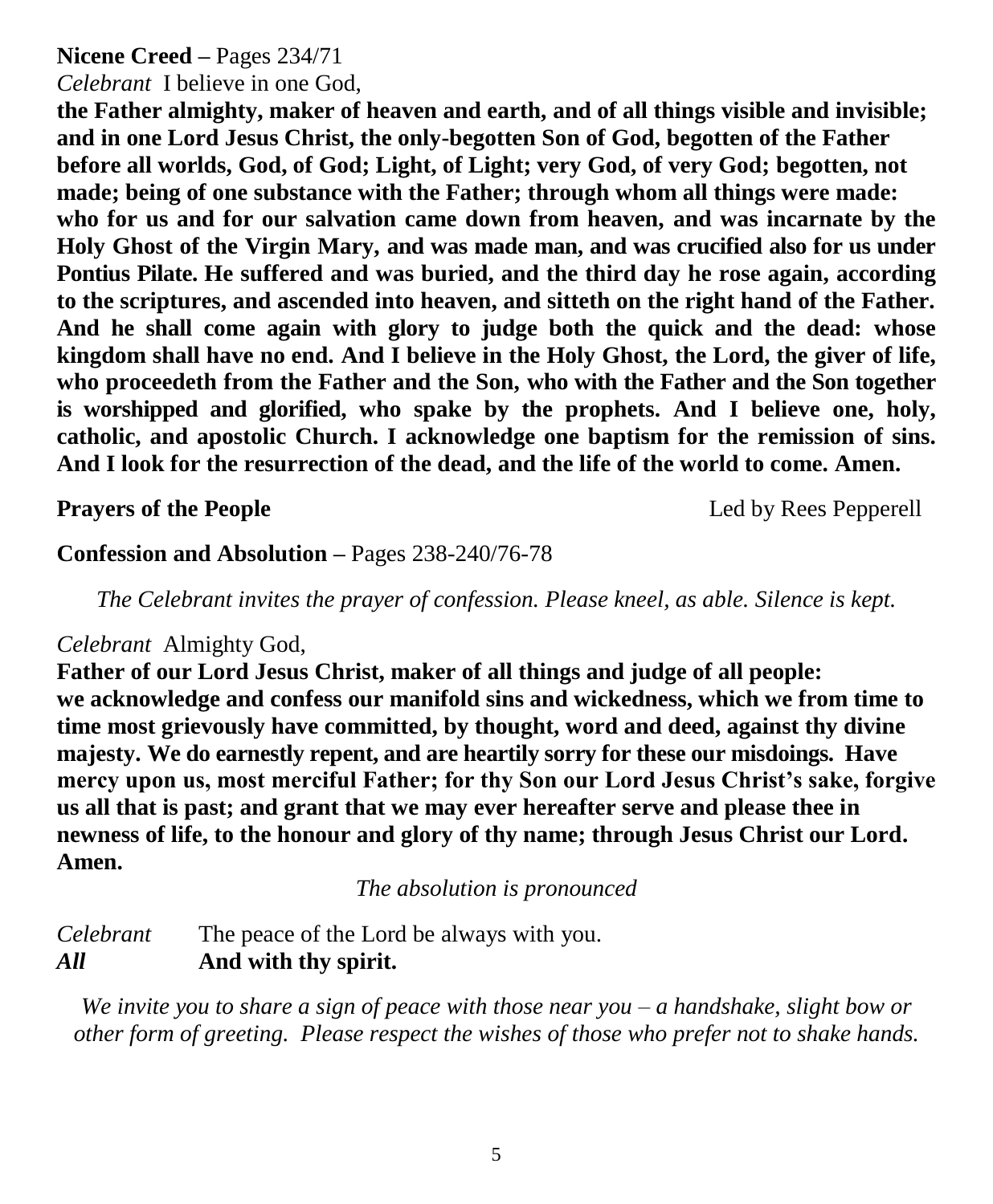**Nicene Creed –** Pages 234/71

*Celebrant* I believe in one God,

**the Father almighty, maker of heaven and earth, and of all things visible and invisible; and in one Lord Jesus Christ, the only-begotten Son of God, begotten of the Father before all worlds, God, of God; Light, of Light; very God, of very God; begotten, not made; being of one substance with the Father; through whom all things were made: who for us and for our salvation came down from heaven, and was incarnate by the Holy Ghost of the Virgin Mary, and was made man, and was crucified also for us under Pontius Pilate. He suffered and was buried, and the third day he rose again, according to the scriptures, and ascended into heaven, and sitteth on the right hand of the Father. And he shall come again with glory to judge both the quick and the dead: whose kingdom shall have no end. And I believe in the Holy Ghost, the Lord, the giver of life, who proceedeth from the Father and the Son, who with the Father and the Son together is worshipped and glorified, who spake by the prophets. And I believe one, holy, catholic, and apostolic Church. I acknowledge one baptism for the remission of sins. And I look for the resurrection of the dead, and the life of the world to come. Amen.**

**Prayers of the People** Led by Rees Pepperell

**Confession and Absolution –** Pages 238-240/76-78

*The Celebrant invites the prayer of confession. Please kneel, as able. Silence is kept.*

*Celebrant* Almighty God,

**Father of our Lord Jesus Christ, maker of all things and judge of all people: we acknowledge and confess our manifold sins and wickedness, which we from time to time most grievously have committed, by thought, word and deed, against thy divine majesty. We do earnestly repent, and are heartily sorry for these our misdoings. Have mercy upon us, most merciful Father; for thy Son our Lord Jesus Christ's sake, forgive us all that is past; and grant that we may ever hereafter serve and please thee in newness of life, to the honour and glory of thy name; through Jesus Christ our Lord. Amen.**

*The absolution is pronounced*

*Celebrant* The peace of the Lord be always with you.
***All*** **And with thy spirit.**

*We invite you to share a sign of peace with those near you – a handshake, slight bow or other form of greeting. Please respect the wishes of those who prefer not to shake hands.*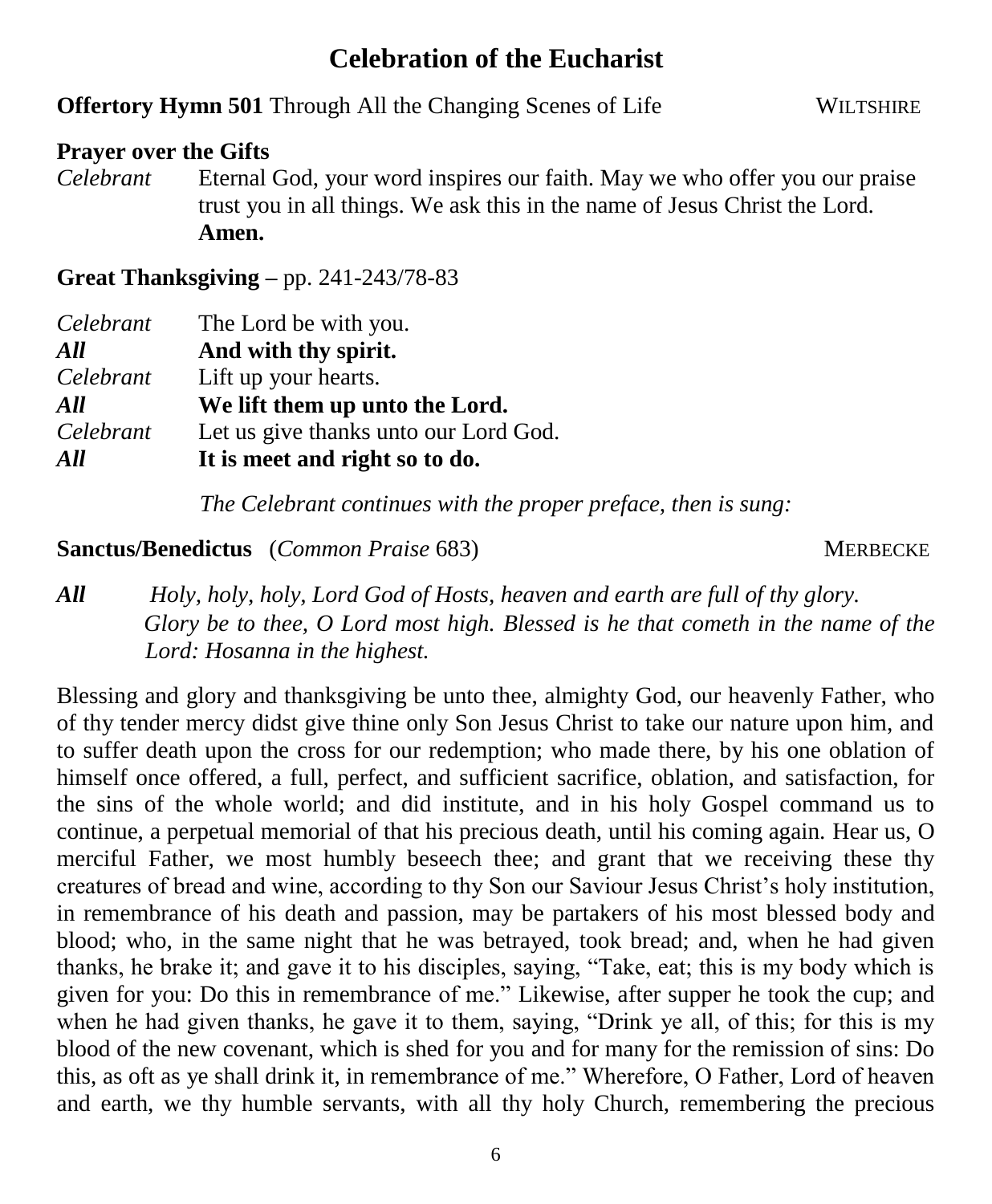# Celebration of the Eucharist

**Offertory Hymn 501** Through All the Changing Scenes of Life WILTSHIRE

**Prayer over the Gifts**

*Celebrant* Eternal God, your word inspires our faith. May we who offer you our praise trust you in all things. We ask this in the name of Jesus Christ the Lord. **Amen.**

**Great Thanksgiving –** pp. 241-243/78-83

*Celebrant* The Lord be with you.
***All*** **And with thy spirit.**
*Celebrant* Lift up your hearts.
***All*** **We lift them up unto the Lord.**
*Celebrant* Let us give thanks unto our Lord God.
***All*** **It is meet and right so to do.**

*The Celebrant continues with the proper preface, then is sung:*

**Sanctus/Benedictus** (*Common Praise* 683) MERBECKE

***All*** *Holy, holy, holy, Lord God of Hosts, heaven and earth are full of thy glory. Glory be to thee, O Lord most high. Blessed is he that cometh in the name of the Lord: Hosanna in the highest.*

Blessing and glory and thanksgiving be unto thee, almighty God, our heavenly Father, who of thy tender mercy didst give thine only Son Jesus Christ to take our nature upon him, and to suffer death upon the cross for our redemption; who made there, by his one oblation of himself once offered, a full, perfect, and sufficient sacrifice, oblation, and satisfaction, for the sins of the whole world; and did institute, and in his holy Gospel command us to continue, a perpetual memorial of that his precious death, until his coming again. Hear us, O merciful Father, we most humbly beseech thee; and grant that we receiving these thy creatures of bread and wine, according to thy Son our Saviour Jesus Christ's holy institution, in remembrance of his death and passion, may be partakers of his most blessed body and blood; who, in the same night that he was betrayed, took bread; and, when he had given thanks, he brake it; and gave it to his disciples, saying, "Take, eat; this is my body which is given for you: Do this in remembrance of me." Likewise, after supper he took the cup; and when he had given thanks, he gave it to them, saying, "Drink ye all, of this; for this is my blood of the new covenant, which is shed for you and for many for the remission of sins: Do this, as oft as ye shall drink it, in remembrance of me." Wherefore, O Father, Lord of heaven and earth, we thy humble servants, with all thy holy Church, remembering the precious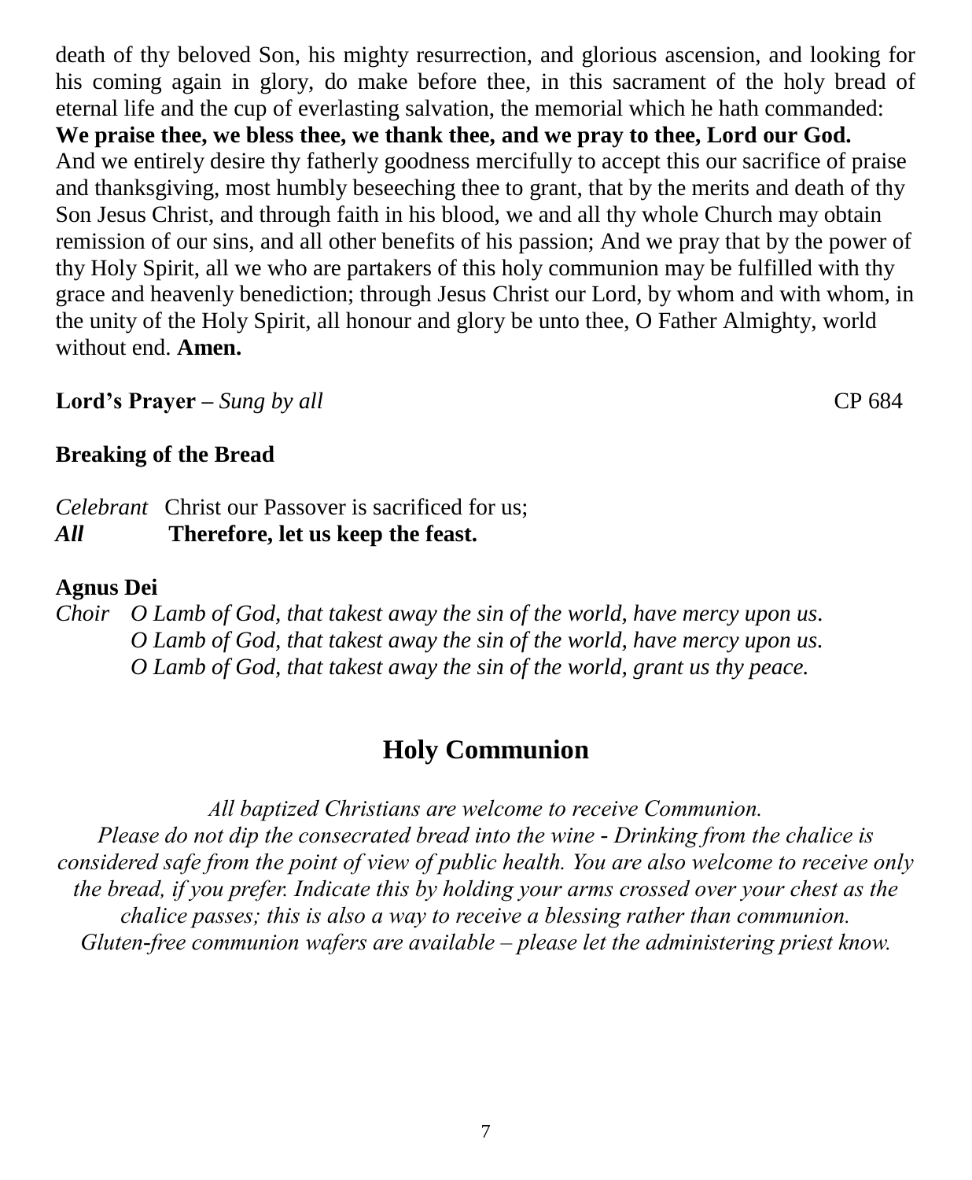death of thy beloved Son, his mighty resurrection, and glorious ascension, and looking for his coming again in glory, do make before thee, in this sacrament of the holy bread of eternal life and the cup of everlasting salvation, the memorial which he hath commanded:
**We praise thee, we bless thee, we thank thee, and we pray to thee, Lord our God.**
And we entirely desire thy fatherly goodness mercifully to accept this our sacrifice of praise and thanksgiving, most humbly beseeching thee to grant, that by the merits and death of thy Son Jesus Christ, and through faith in his blood, we and all thy whole Church may obtain remission of our sins, and all other benefits of his passion; And we pray that by the power of thy Holy Spirit, all we who are partakers of this holy communion may be fulfilled with thy grace and heavenly benediction; through Jesus Christ our Lord, by whom and with whom, in the unity of the Holy Spirit, all honour and glory be unto thee, O Father Almighty, world without end. **Amen.**

**Lord's Prayer –** *Sung by all* CP 684

**Breaking of the Bread**

*Celebrant* Christ our Passover is sacrificed for us;
***All*** **Therefore, let us keep the feast.**

**Agnus Dei**
*Choir* *O Lamb of God, that takest away the sin of the world, have mercy upon us.*
*O Lamb of God, that takest away the sin of the world, have mercy upon us.*
*O Lamb of God, that takest away the sin of the world, grant us thy peace.*

## Holy Communion

*All baptized Christians are welcome to receive Communion.*
*Please do not dip the consecrated bread into the wine - Drinking from the chalice is considered safe from the point of view of public health. You are also welcome to receive only the bread, if you prefer. Indicate this by holding your arms crossed over your chest as the chalice passes; this is also a way to receive a blessing rather than communion.*
*Gluten-free communion wafers are available – please let the administering priest know.*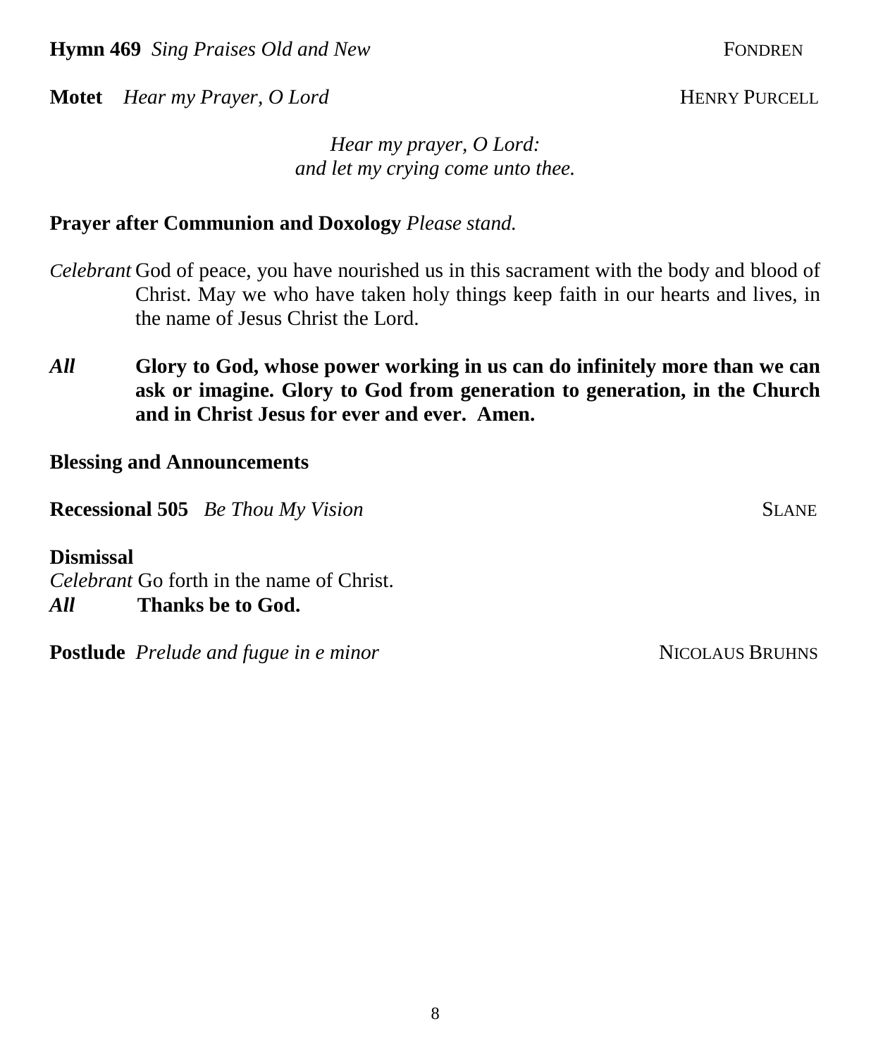**Hymn 469** *Sing Praises Old and New* FONDREN

**Motet** *Hear my Prayer, O Lord* HENRY PURCELL

*Hear my prayer, O Lord:*
*and let my crying come unto thee.*

**Prayer after Communion and Doxology** *Please stand.*

*Celebrant* God of peace, you have nourished us in this sacrament with the body and blood of Christ. May we who have taken holy things keep faith in our hearts and lives, in the name of Jesus Christ the Lord.

***All*** **Glory to God, whose power working in us can do infinitely more than we can ask or imagine. Glory to God from generation to generation, in the Church and in Christ Jesus for ever and ever. Amen.**

**Blessing and Announcements**

**Recessional 505** *Be Thou My Vision* SLANE

**Dismissal**

*Celebrant* Go forth in the name of Christ.
***All*** **Thanks be to God.**

**Postlude** *Prelude and fugue in e minor* NICOLAUS BRUHNS